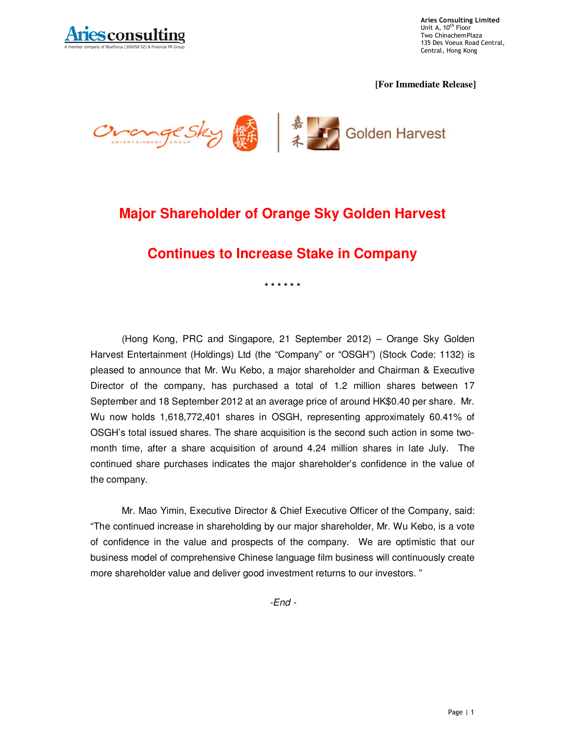Aries Consulting Limited
Unit A, 10th Floor
Two ChinachemPlaza
135 Des Voeux Road Central,
Central, Hong Kong

**[For Immediate Release]**

# Major Shareholder of Orange Sky Golden Harvest

# Continues to Increase Stake in Company

\* \* \* \* \* \*

(Hong Kong, PRC and Singapore, 21 September 2012) – Orange Sky Golden Harvest Entertainment (Holdings) Ltd (the "Company" or "OSGH") (Stock Code: 1132) is pleased to announce that Mr. Wu Kebo, a major shareholder and Chairman & Executive Director of the company, has purchased a total of 1.2 million shares between 17 September and 18 September 2012 at an average price of around HK$0.40 per share. Mr. Wu now holds 1,618,772,401 shares in OSGH, representing approximately 60.41% of OSGH's total issued shares. The share acquisition is the second such action in some two-month time, after a share acquisition of around 4.24 million shares in late July. The continued share purchases indicates the major shareholder's confidence in the value of the company.

Mr. Mao Yimin, Executive Director & Chief Executive Officer of the Company, said: "The continued increase in shareholding by our major shareholder, Mr. Wu Kebo, is a vote of confidence in the value and prospects of the company. We are optimistic that our business model of comprehensive Chinese language film business will continuously create more shareholder value and deliver good investment returns to our investors. "

*-End -*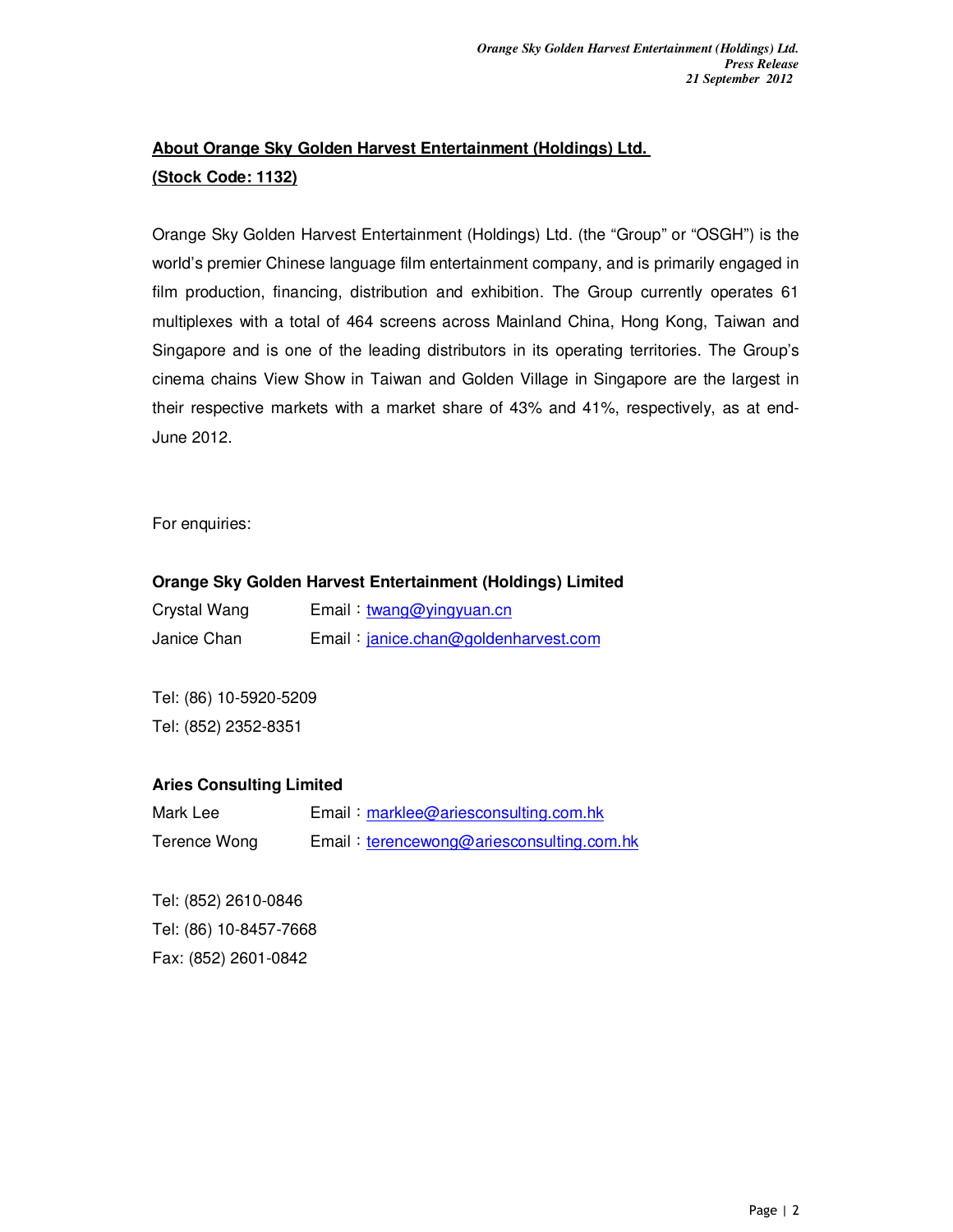## About Orange Sky Golden Harvest Entertainment (Holdings) Ltd. (Stock Code: 1132)

Orange Sky Golden Harvest Entertainment (Holdings) Ltd. (the "Group" or "OSGH") is the world's premier Chinese language film entertainment company, and is primarily engaged in film production, financing, distribution and exhibition. The Group currently operates 61 multiplexes with a total of 464 screens across Mainland China, Hong Kong, Taiwan and Singapore and is one of the leading distributors in its operating territories. The Group's cinema chains View Show in Taiwan and Golden Village in Singapore are the largest in their respective markets with a market share of 43% and 41%, respectively, as at end-June 2012.

For enquiries:

**Orange Sky Golden Harvest Entertainment (Holdings) Limited**

Crystal Wang　　Email：twang@yingyuan.cn
Janice Chan　　Email：janice.chan@goldenharvest.com

Tel: (86) 10-5920-5209
Tel: (852) 2352-8351

**Aries Consulting Limited**

Mark Lee　　Email：marklee@ariesconsulting.com.hk
Terence Wong　　Email：terencewong@ariesconsulting.com.hk

Tel: (852) 2610-0846
Tel: (86) 10-8457-7668
Fax: (852) 2601-0842